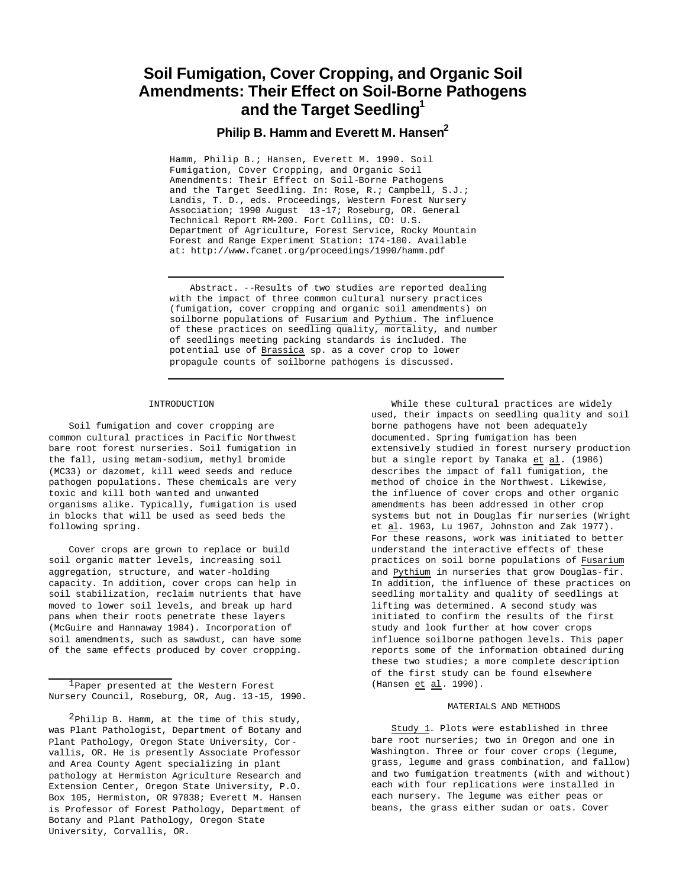# Soil Fumigation, Cover Cropping, and Organic Soil Amendments: Their Effect on Soil-Borne Pathogens and the Target Seedling[1]

## Philip B. Hamm and Everett M. Hansen[2]

Hamm, Philip B.; Hansen, Everett M. 1990. Soil Fumigation, Cover Cropping, and Organic Soil Amendments: Their Effect on Soil-Borne Pathogens and the Target Seedling. In: Rose, R.; Campbell, S.J.; Landis, T. D., eds. Proceedings, Western Forest Nursery Association; 1990 August 13-17; Roseburg, OR. General Technical Report RM-200. Fort Collins, CO: U.S. Department of Agriculture, Forest Service, Rocky Mountain Forest and Range Experiment Station: 174-180. Available at: http://www.fcanet.org/proceedings/1990/hamm.pdf

---

Abstract. --Results of two studies are reported dealing with the impact of three common cultural nursery practices (fumigation, cover cropping and organic soil amendments) on soilborne populations of *Fusarium* and *Pythium*. The influence of these practices on seedling quality, mortality, and number of seedlings meeting packing standards is included. The potential use of *Brassica* sp. as a cover crop to lower propagule counts of soilborne pathogens is discussed.

---

### INTRODUCTION

Soil fumigation and cover cropping are common cultural practices in Pacific Northwest bare root forest nurseries. Soil fumigation in the fall, using metam-sodium, methyl bromide (MC33) or dazomet, kill weed seeds and reduce pathogen populations. These chemicals are very toxic and kill both wanted and unwanted organisms alike. Typically, fumigation is used in blocks that will be used as seed beds the following spring.

Cover crops are grown to replace or build soil organic matter levels, increasing soil aggregation, structure, and water-holding capacity. In addition, cover crops can help in soil stabilization, reclaim nutrients that have moved to lower soil levels, and break up hard pans when their roots penetrate these layers (McGuire and Hannaway 1984). Incorporation of soil amendments, such as sawdust, can have some of the same effects produced by cover cropping.

While these cultural practices are widely used, their impacts on seedling quality and soil borne pathogens have not been adequately documented. Spring fumigation has been extensively studied in forest nursery production but a single report by Tanaka *et al*. (1986) describes the impact of fall fumigation, the method of choice in the Northwest. Likewise, the influence of cover crops and other organic amendments has been addressed in other crop systems but not in Douglas fir nurseries (Wright et *al*. 1963, Lu 1967, Johnston and Zak 1977). For these reasons, work was initiated to better understand the interactive effects of these practices on soil borne populations of *Fusarium* and *Pythium* in nurseries that grow Douglas-fir. In addition, the influence of these practices on seedling mortality and quality of seedlings at lifting was determined. A second study was initiated to confirm the results of the first study and look further at how cover crops influence soilborne pathogen levels. This paper reports some of the information obtained during these two studies; a more complete description of the first study can be found elsewhere (Hansen *et al*. 1990).

### MATERIALS AND METHODS

Study 1. Plots were established in three bare root nurseries; two in Oregon and one in Washington. Three or four cover crops (legume, grass, legume and grass combination, and fallow) and two fumigation treatments (with and without) each with four replications were installed in each nursery. The legume was either peas or beans, the grass either sudan or oats. Cover

---

[1]Paper presented at the Western Forest Nursery Council, Roseburg, OR, Aug. 13-15, 1990.

[2]Philip B. Hamm, at the time of this study, was Plant Pathologist, Department of Botany and Plant Pathology, Oregon State University, Corvallis, OR. He is presently Associate Professor and Area County Agent specializing in plant pathology at Hermiston Agriculture Research and Extension Center, Oregon State University, P.O. Box 105, Hermiston, OR 97838; Everett M. Hansen is Professor of Forest Pathology, Department of Botany and Plant Pathology, Oregon State University, Corvallis, OR.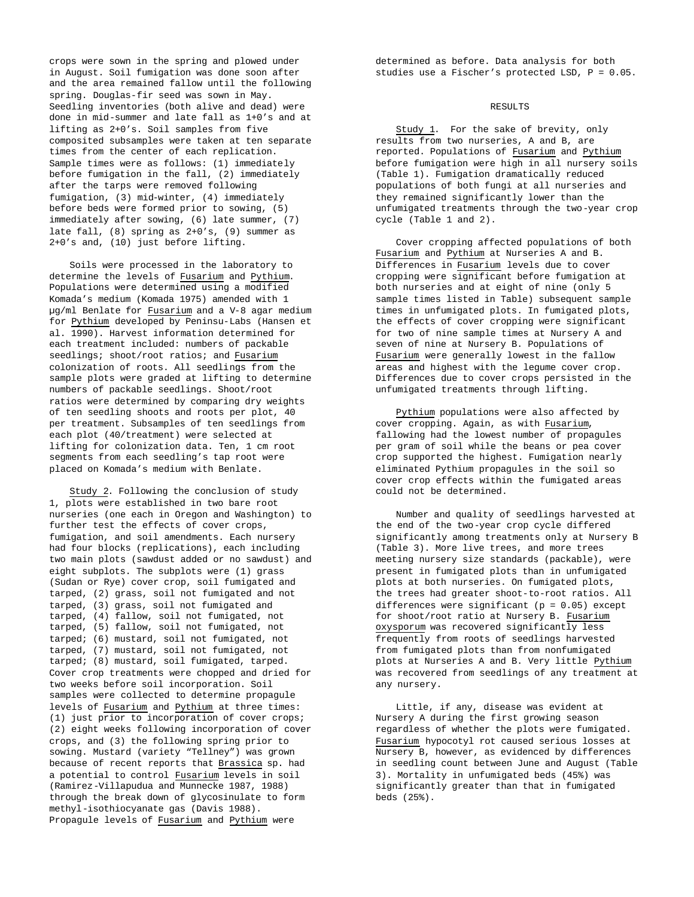crops were sown in the spring and plowed under in August. Soil fumigation was done soon after and the area remained fallow until the following spring. Douglas-fir seed was sown in May. Seedling inventories (both alive and dead) were done in mid-summer and late fall as 1+0's and at lifting as 2+0's. Soil samples from five composited subsamples were taken at ten separate times from the center of each replication. Sample times were as follows: (1) immediately before fumigation in the fall, (2) immediately after the tarps were removed following fumigation, (3) mid-winter, (4) immediately before beds were formed prior to sowing, (5) immediately after sowing, (6) late summer, (7) late fall, (8) spring as 2+0's, (9) summer as 2+0's and, (10) just before lifting.

Soils were processed in the laboratory to determine the levels of Fusarium and Pythium. Populations were determined using a modified Komada's medium (Komada 1975) amended with 1 µg/ml Benlate for Fusarium and a V-8 agar medium for Pythium developed by Peninsu-Labs (Hansen et al. 1990). Harvest information determined for each treatment included: numbers of packable seedlings; shoot/root ratios; and Fusarium colonization of roots. All seedlings from the sample plots were graded at lifting to determine numbers of packable seedlings. Shoot/root ratios were determined by comparing dry weights of ten seedling shoots and roots per plot, 40 per treatment. Subsamples of ten seedlings from each plot (40/treatment) were selected at lifting for colonization data. Ten, 1 cm root segments from each seedling's tap root were placed on Komada's medium with Benlate.

Study 2. Following the conclusion of study 1, plots were established in two bare root nurseries (one each in Oregon and Washington) to further test the effects of cover crops, fumigation, and soil amendments. Each nursery had four blocks (replications), each including two main plots (sawdust added or no sawdust) and eight subplots. The subplots were (1) grass (Sudan or Rye) cover crop, soil fumigated and tarped, (2) grass, soil not fumigated and not tarped, (3) grass, soil not fumigated and tarped, (4) fallow, soil not fumigated, not tarped, (5) fallow, soil not fumigated, not tarped; (6) mustard, soil not fumigated, not tarped, (7) mustard, soil not fumigated, not tarped; (8) mustard, soil fumigated, tarped. Cover crop treatments were chopped and dried for two weeks before soil incorporation. Soil samples were collected to determine propagule levels of Fusarium and Pythium at three times: (1) just prior to incorporation of cover crops; (2) eight weeks following incorporation of cover crops, and (3) the following spring prior to sowing. Mustard (variety "Tellney") was grown because of recent reports that Brassica sp. had a potential to control Fusarium levels in soil (Ramirez-Villapudua and Munnecke 1987, 1988) through the break down of glycosinulate to form methyl-isothiocyanate gas (Davis 1988). Propagule levels of Fusarium and Pythium were determined as before. Data analysis for both studies use a Fischer's protected LSD, P = 0.05.

## RESULTS

Study 1. For the sake of brevity, only results from two nurseries, A and B, are reported. Populations of Fusarium and Pythium before fumigation were high in all nursery soils (Table 1). Fumigation dramatically reduced populations of both fungi at all nurseries and they remained significantly lower than the unfumigated treatments through the two-year crop cycle (Table 1 and 2).

Cover cropping affected populations of both Fusarium and Pythium at Nurseries A and B. Differences in Fusarium levels due to cover cropping were significant before fumigation at both nurseries and at eight of nine (only 5 sample times listed in Table) subsequent sample times in unfumigated plots. In fumigated plots, the effects of cover cropping were significant for two of nine sample times at Nursery A and seven of nine at Nursery B. Populations of Fusarium were generally lowest in the fallow areas and highest with the legume cover crop. Differences due to cover crops persisted in the unfumigated treatments through lifting.

Pythium populations were also affected by cover cropping. Again, as with Fusarium, fallowing had the lowest number of propagules per gram of soil while the beans or pea cover crop supported the highest. Fumigation nearly eliminated Pythium propagules in the soil so cover crop effects within the fumigated areas could not be determined.

Number and quality of seedlings harvested at the end of the two-year crop cycle differed significantly among treatments only at Nursery B (Table 3). More live trees, and more trees meeting nursery size standards (packable), were present in fumigated plots than in unfumigated plots at both nurseries. On fumigated plots, the trees had greater shoot-to-root ratios. All differences were significant (p = 0.05) except for shoot/root ratio at Nursery B. Fusarium oxysporum was recovered significantly less frequently from roots of seedlings harvested from fumigated plots than from nonfumigated plots at Nurseries A and B. Very little Pythium was recovered from seedlings of any treatment at any nursery.

Little, if any, disease was evident at Nursery A during the first growing season regardless of whether the plots were fumigated. Fusarium hypocotyl rot caused serious losses at Nursery B, however, as evidenced by differences in seedling count between June and August (Table 3). Mortality in unfumigated beds (45%) was significantly greater than that in fumigated beds (25%).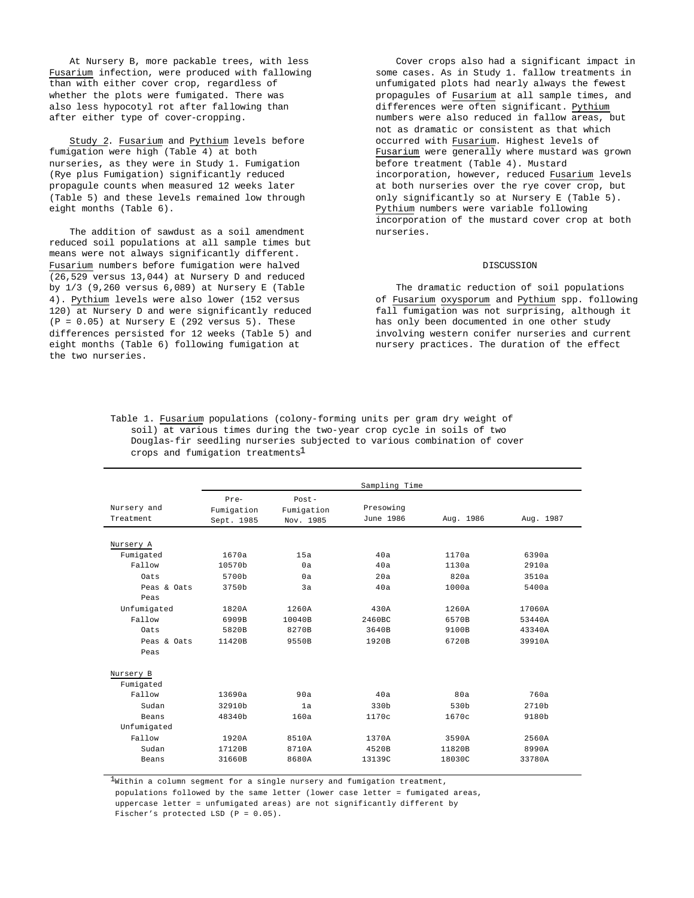At Nursery B, more packable trees, with less Fusarium infection, were produced with fallowing than with either cover crop, regardless of whether the plots were fumigated. There was also less hypocotyl rot after fallowing than after either type of cover-cropping.

Study 2. Fusarium and Pythium levels before fumigation were high (Table 4) at both nurseries, as they were in Study 1. Fumigation (Rye plus Fumigation) significantly reduced propagule counts when measured 12 weeks later (Table 5) and these levels remained low through eight months (Table 6).

The addition of sawdust as a soil amendment reduced soil populations at all sample times but means were not always significantly different. Fusarium numbers before fumigation were halved (26,529 versus 13,044) at Nursery D and reduced by 1/3 (9,260 versus 6,089) at Nursery E (Table 4). Pythium levels were also lower (152 versus 120) at Nursery D and were significantly reduced ($P = 0.05$) at Nursery E (292 versus 5). These differences persisted for 12 weeks (Table 5) and eight months (Table 6) following fumigation at the two nurseries.

Cover crops also had a significant impact in some cases. As in Study 1. fallow treatments in unfumigated plots had nearly always the fewest propagules of Fusarium at all sample times, and differences were often significant. Pythium numbers were also reduced in fallow areas, but not as dramatic or consistent as that which occurred with Fusarium. Highest levels of Fusarium were generally where mustard was grown before treatment (Table 4). Mustard incorporation, however, reduced Fusarium levels at both nurseries over the rye cover crop, but only significantly so at Nursery E (Table 5). Pythium numbers were variable following incorporation of the mustard cover crop at both nurseries.

## DISCUSSION

The dramatic reduction of soil populations of Fusarium oxysporum and Pythium spp. following fall fumigation was not surprising, although it has only been documented in one other study involving western conifer nurseries and current nursery practices. The duration of the effect

Table 1. Fusarium populations (colony-forming units per gram dry weight of soil) at various times during the two-year crop cycle in soils of two Douglas-fir seedling nurseries subjected to various combination of cover crops and fumigation treatments[1]

| Nursery and Treatment | Sampling Time | | | | |
|---|---|---|---|---|---|
| | Pre-Fumigation Sept. 1985 | Post-Fumigation Nov. 1985 | Presowing June 1986 | Aug. 1986 | Aug. 1987 |
| Nursery A | | | | | |
| Fumigated | 1670a | 15a | 40a | 1170a | 6390a |
| Fallow | 10570b | 0a | 40a | 1130a | 2910a |
| Oats | 5700b | 0a | 20a | 820a | 3510a |
| Peas & Oats Peas | 3750b | 3a | 40a | 1000a | 5400a |
| Unfumigated | 1820A | 1260A | 430A | 1260A | 17060A |
| Fallow | 6909B | 10040B | 2460BC | 6570B | 53440A |
| Oats | 5820B | 8270B | 3640B | 9100B | 43340A |
| Peas & Oats Peas | 11420B | 9550B | 1920B | 6720B | 39910A |
| Nursery B | | | | | |
| Fumigated | | | | | |
| Fallow | 13690a | 90a | 40a | 80a | 760a |
| Sudan | 32910b | 1a | 330b | 530b | 2710b |
| Beans | 48340b | 160a | 1170c | 1670c | 9180b |
| Unfumigated | | | | | |
| Fallow | 1920A | 8510A | 1370A | 3590A | 2560A |
| Sudan | 17120B | 8710A | 4520B | 11820B | 8990A |
| Beans | 31660B | 8680A | 13139C | 18030C | 33780A |

[1]Within a column segment for a single nursery and fumigation treatment, populations followed by the same letter (lower case letter = fumigated areas, uppercase letter = unfumigated areas) are not significantly different by Fischer's protected LSD ($P = 0.05$).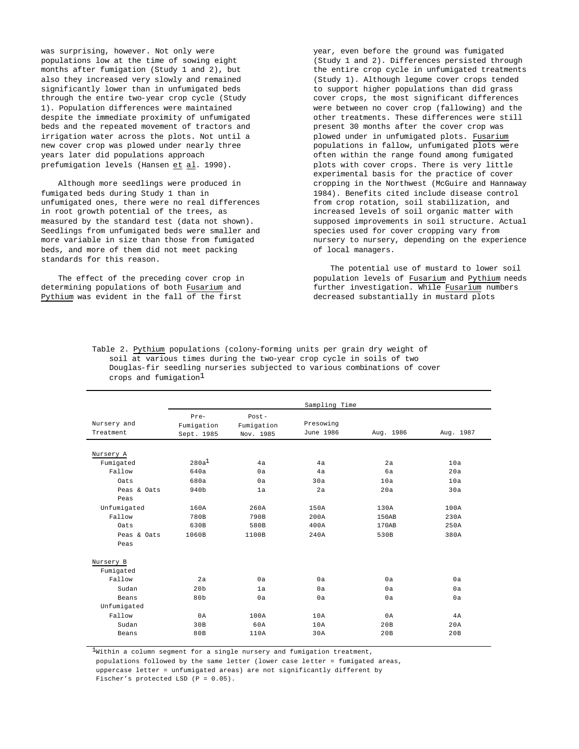was surprising, however. Not only were populations low at the time of sowing eight months after fumigation (Study 1 and 2), but also they increased very slowly and remained significantly lower than in unfumigated beds through the entire two-year crop cycle (Study 1). Population differences were maintained despite the immediate proximity of unfumigated beds and the repeated movement of tractors and irrigation water across the plots. Not until a new cover crop was plowed under nearly three years later did populations approach prefumigation levels (Hansen et al. 1990).

Although more seedlings were produced in fumigated beds during Study 1 than in unfumigated ones, there were no real differences in root growth potential of the trees, as measured by the standard test (data not shown). Seedlings from unfumigated beds were smaller and more variable in size than those from fumigated beds, and more of them did not meet packing standards for this reason.

The effect of the preceding cover crop in determining populations of both Fusarium and Pythium was evident in the fall of the first year, even before the ground was fumigated (Study 1 and 2). Differences persisted through the entire crop cycle in unfumigated treatments (Study 1). Although legume cover crops tended to support higher populations than did grass cover crops, the most significant differences were between no cover crop (fallowing) and the other treatments. These differences were still present 30 months after the cover crop was plowed under in unfumigated plots. Fusarium populations in fallow, unfumigated plots were often within the range found among fumigated plots with cover crops. There is very little experimental basis for the practice of cover cropping in the Northwest (McGuire and Hannaway 1984). Benefits cited include disease control from crop rotation, soil stabilization, and increased levels of soil organic matter with supposed improvements in soil structure. Actual species used for cover cropping vary from nursery to nursery, depending on the experience of local managers.

The potential use of mustard to lower soil population levels of Fusarium and Pythium needs further investigation. While Fusarium numbers decreased substantially in mustard plots

Table 2. Pythium populations (colony-forming units per grain dry weight of soil at various times during the two-year crop cycle in soils of two Douglas-fir seedling nurseries subjected to various combinations of cover crops and fumigation[1]

| Nursery and Treatment | Sampling Time | | | | |
|---|---|---|---|---|---|
| | Pre-Fumigation Sept. 1985 | Post-Fumigation Nov. 1985 | Presowing June 1986 | Aug. 1986 | Aug. 1987 |
| Nursery A | | | | | |
| Fumigated | 280a[1] | 4a | 4a | 2a | 10a |
| Fallow | 640a | 0a | 4a | 6a | 20a |
| Oats | 680a | 0a | 30a | 10a | 10a |
| Peas & Oats | 940b | 1a | 2a | 20a | 30a |
| Peas | | | | | |
| Unfumigated | 160A | 260A | 150A | 130A | 100A |
| Fallow | 780B | 790B | 200A | 150AB | 230A |
| Oats | 630B | 580B | 400A | 170AB | 250A |
| Peas & Oats | 1060B | 1100B | 240A | 530B | 380A |
| Peas | | | | | |
| Nursery B | | | | | |
| Fumigated | | | | | |
| Fallow | 2a | 0a | 0a | 0a | 0a |
| Sudan | 20b | 1a | 0a | 0a | 0a |
| Beans | 80b | 0a | 0a | 0a | 0a |
| Unfumigated | | | | | |
| Fallow | 0A | 100A | 10A | 0A | 4A |
| Sudan | 30B | 60A | 10A | 20B | 20A |
| Beans | 80B | 110A | 30A | 20B | 20B |

[1]Within a column segment for a single nursery and fumigation treatment, populations followed by the same letter (lower case letter = fumigated areas, uppercase letter = unfumigated areas) are not significantly different by Fischer's protected LSD (P = 0.05).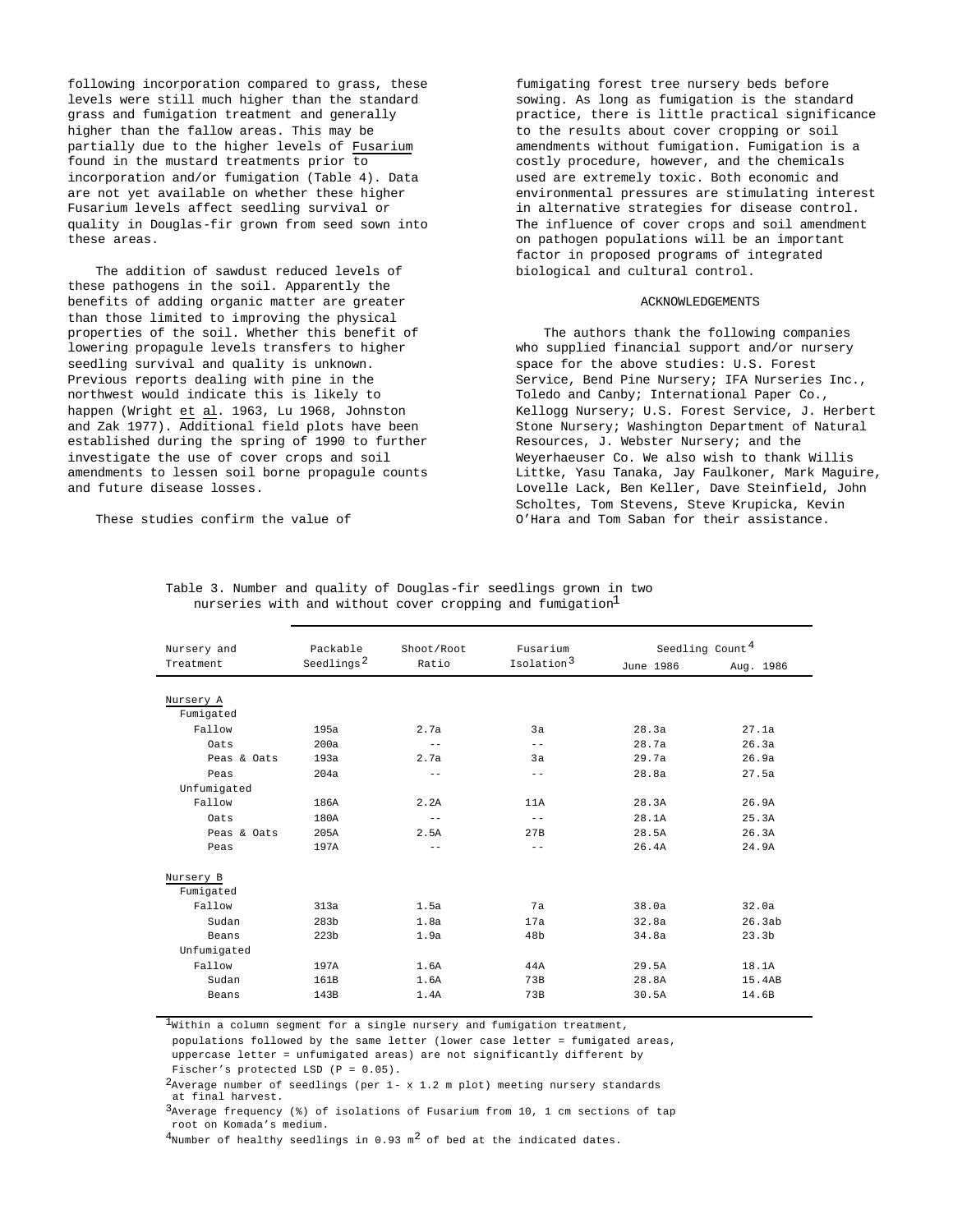following incorporation compared to grass, these levels were still much higher than the standard grass and fumigation treatment and generally higher than the fallow areas. This may be partially due to the higher levels of Fusarium found in the mustard treatments prior to incorporation and/or fumigation (Table 4). Data are not yet available on whether these higher Fusarium levels affect seedling survival or quality in Douglas-fir grown from seed sown into these areas.

The addition of sawdust reduced levels of these pathogens in the soil. Apparently the benefits of adding organic matter are greater than those limited to improving the physical properties of the soil. Whether this benefit of lowering propagule levels transfers to higher seedling survival and quality is unknown. Previous reports dealing with pine in the northwest would indicate this is likely to happen (Wright et al. 1963, Lu 1968, Johnston and Zak 1977). Additional field plots have been established during the spring of 1990 to further investigate the use of cover crops and soil amendments to lessen soil borne propagule counts and future disease losses.

These studies confirm the value of fumigating forest tree nursery beds before sowing. As long as fumigation is the standard practice, there is little practical significance to the results about cover cropping or soil amendments without fumigation. Fumigation is a costly procedure, however, and the chemicals used are extremely toxic. Both economic and environmental pressures are stimulating interest in alternative strategies for disease control. The influence of cover crops and soil amendment on pathogen populations will be an important factor in proposed programs of integrated biological and cultural control.

## ACKNOWLEDGEMENTS

The authors thank the following companies who supplied financial support and/or nursery space for the above studies: U.S. Forest Service, Bend Pine Nursery; IFA Nurseries Inc., Toledo and Canby; International Paper Co., Kellogg Nursery; U.S. Forest Service, J. Herbert Stone Nursery; Washington Department of Natural Resources, J. Webster Nursery; and the Weyerhaeuser Co. We also wish to thank Willis Littke, Yasu Tanaka, Jay Faulkoner, Mark Maguire, Lovelle Lack, Ben Keller, Dave Steinfield, John Scholtes, Tom Stevens, Steve Krupicka, Kevin O'Hara and Tom Saban for their assistance.

Table 3. Number and quality of Douglas-fir seedlings grown in two nurseries with and without cover cropping and fumigation[1]

| Nursery and Treatment | Packable Seedlings[2] | Shoot/Root Ratio | Fusarium Isolation[3] | Seedling Count[4] June 1986 | Seedling Count[4] Aug. 1986 |
|---|---|---|---|---|---|
| Nursery A | | | | | |
| Fumigated | | | | | |
| Fallow | 195a | 2.7a | 3a | 28.3a | 27.1a |
| Oats | 200a | -- | -- | 28.7a | 26.3a |
| Peas & Oats | 193a | 2.7a | 3a | 29.7a | 26.9a |
| Peas | 204a | -- | -- | 28.8a | 27.5a |
| Unfumigated | | | | | |
| Fallow | 186A | 2.2A | 11A | 28.3A | 26.9A |
| Oats | 180A | -- | -- | 28.1A | 25.3A |
| Peas & Oats | 205A | 2.5A | 27B | 28.5A | 26.3A |
| Peas | 197A | -- | -- | 26.4A | 24.9A |
| Nursery B | | | | | |
| Fumigated | | | | | |
| Fallow | 313a | 1.5a | 7a | 38.0a | 32.0a |
| Sudan | 283b | 1.8a | 17a | 32.8a | 26.3ab |
| Beans | 223b | 1.9a | 48b | 34.8a | 23.3b |
| Unfumigated | | | | | |
| Fallow | 197A | 1.6A | 44A | 29.5A | 18.1A |
| Sudan | 161B | 1.6A | 73B | 28.8A | 15.4AB |
| Beans | 143B | 1.4A | 73B | 30.5A | 14.6B |

[1]Within a column segment for a single nursery and fumigation treatment, populations followed by the same letter (lower case letter = fumigated areas, uppercase letter = unfumigated areas) are not significantly different by Fischer's protected LSD (P = 0.05).

[2]Average number of seedlings (per 1- x 1.2 m plot) meeting nursery standards at final harvest.

[3]Average frequency (%) of isolations of Fusarium from 10, 1 cm sections of tap root on Komada's medium.

[4]Number of healthy seedlings in 0.93 $m^2$ of bed at the indicated dates.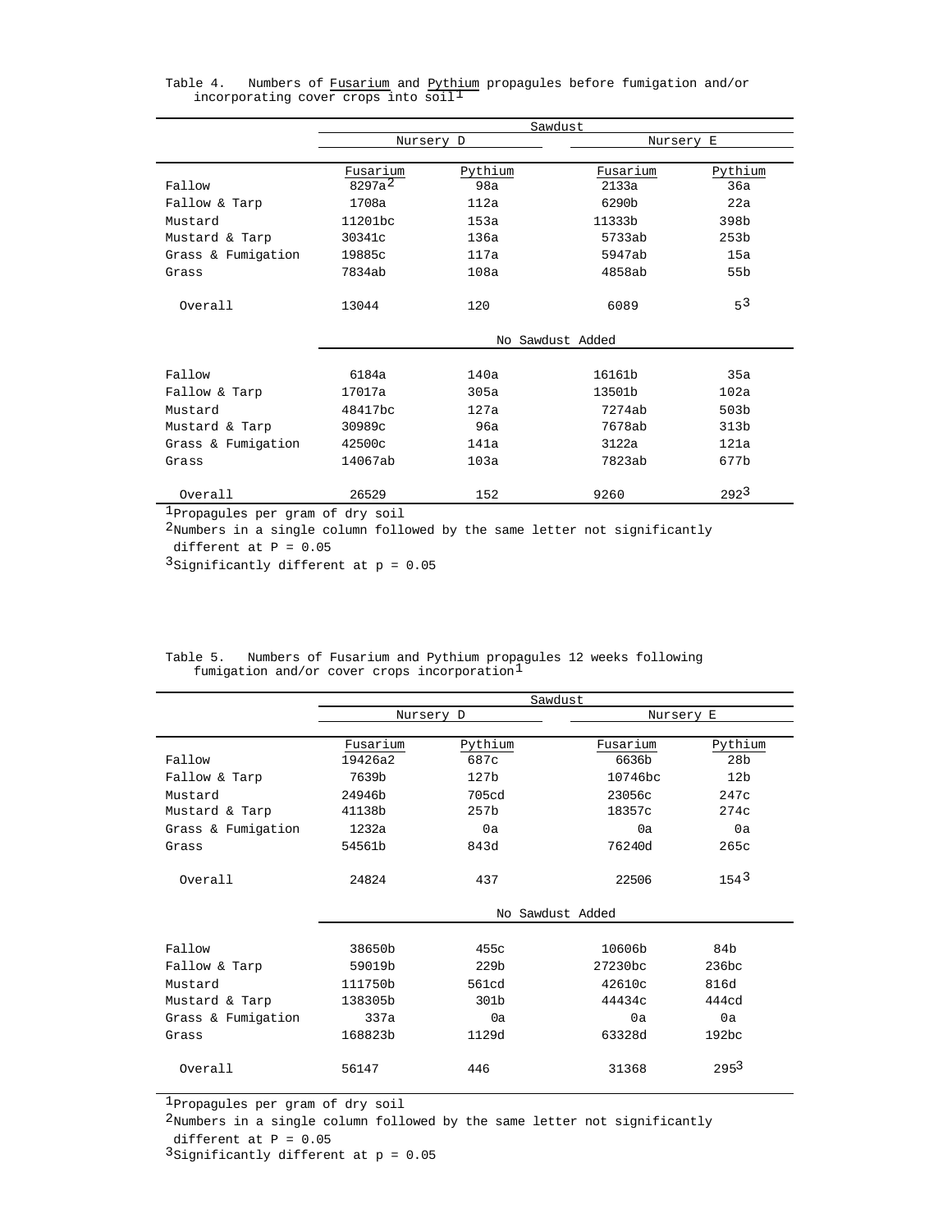Table 4. Numbers of Fusarium and Pythium propagules before fumigation and/or incorporating cover crops into soil[1]

| | Sawdust | | | |
|---|---|---|---|---|
| | Nursery D | | Nursery E | |
| | Fusarium | Pythium | Fusarium | Pythium |
| Fallow | 8297a[2] | 98a | 2133a | 36a |
| Fallow & Tarp | 1708a | 112a | 6290b | 22a |
| Mustard | 11201bc | 153a | 11333b | 398b |
| Mustard & Tarp | 30341c | 136a | 5733ab | 253b |
| Grass & Fumigation | 19885c | 117a | 5947ab | 15a |
| Grass | 7834ab | 108a | 4858ab | 55b |
| Overall | 13044 | 120 | 6089 | 5[3] |
| | No Sawdust Added | | | |
| Fallow | 6184a | 140a | 16161b | 35a |
| Fallow & Tarp | 17017a | 305a | 13501b | 102a |
| Mustard | 48417bc | 127a | 7274ab | 503b |
| Mustard & Tarp | 30989c | 96a | 7678ab | 313b |
| Grass & Fumigation | 42500c | 141a | 3122a | 121a |
| Grass | 14067ab | 103a | 7823ab | 677b |
| Overall | 26529 | 152 | 9260 | 292[3] |

[1]Propagules per gram of dry soil
[2]Numbers in a single column followed by the same letter not significantly different at P = 0.05
[3]Significantly different at p = 0.05

Table 5. Numbers of Fusarium and Pythium propagules 12 weeks following fumigation and/or cover crops incorporation[1]

| | Sawdust | | | |
|---|---|---|---|---|
| | Nursery D | | Nursery E | |
| | Fusarium | Pythium | Fusarium | Pythium |
| Fallow | 19426a2 | 687c | 6636b | 28b |
| Fallow & Tarp | 7639b | 127b | 10746bc | 12b |
| Mustard | 24946b | 705cd | 23056c | 247c |
| Mustard & Tarp | 41138b | 257b | 18357c | 274c |
| Grass & Fumigation | 1232a | 0a | 0a | 0a |
| Grass | 54561b | 843d | 76240d | 265c |
| Overall | 24824 | 437 | 22506 | 154[3] |
| | No Sawdust Added | | | |
| Fallow | 38650b | 455c | 10606b | 84b |
| Fallow & Tarp | 59019b | 229b | 27230bc | 236bc |
| Mustard | 111750b | 561cd | 42610c | 816d |
| Mustard & Tarp | 138305b | 301b | 44434c | 444cd |
| Grass & Fumigation | 337a | 0a | 0a | 0a |
| Grass | 168823b | 1129d | 63328d | 192bc |
| Overall | 56147 | 446 | 31368 | 295[3] |

[1]Propagules per gram of dry soil
[2]Numbers in a single column followed by the same letter not significantly different at P = 0.05
[3]Significantly different at p = 0.05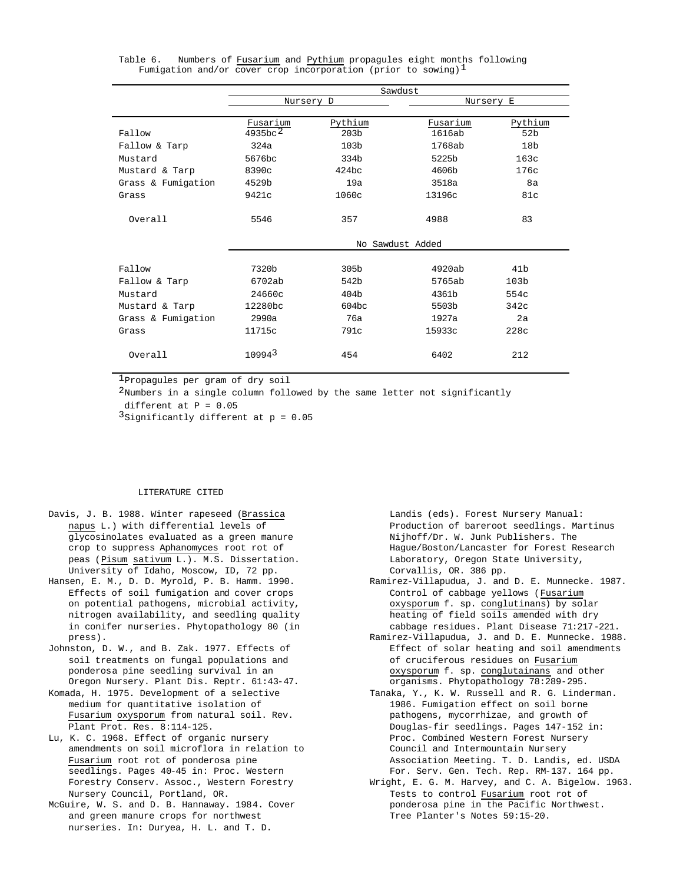Table 6. Numbers of Fusarium and Pythium propagules eight months following Fumigation and/or cover crop incorporation (prior to sowing)[1]

| | Sawdust | | | |
|---|---|---|---|---|
| | Nursery D | | Nursery E | |
| | Fusarium | Pythium | Fusarium | Pythium |
| Fallow | 4935bc[2] | 203b | 1616ab | 52b |
| Fallow & Tarp | 324a | 103b | 1768ab | 18b |
| Mustard | 5676bc | 334b | 5225b | 163c |
| Mustard & Tarp | 8390c | 424bc | 4606b | 176c |
| Grass & Fumigation | 4529b | 19a | 3518a | 8a |
| Grass | 9421c | 1060c | 13196c | 81c |
| Overall | 5546 | 357 | 4988 | 83 |
| | No Sawdust Added | | | |
| Fallow | 7320b | 305b | 4920ab | 41b |
| Fallow & Tarp | 6702ab | 542b | 5765ab | 103b |
| Mustard | 24660c | 404b | 4361b | 554c |
| Mustard & Tarp | 12280bc | 604bc | 5503b | 342c |
| Grass & Fumigation | 2990a | 76a | 1927a | 2a |
| Grass | 11715c | 791c | 15933c | 228c |
| Overall | 10994[3] | 454 | 6402 | 212 |

[1]Propagules per gram of dry soil

[2]Numbers in a single column followed by the same letter not significantly different at P = 0.05

[3]Significantly different at p = 0.05

## LITERATURE CITED

Davis, J. B. 1988. Winter rapeseed (*Brassica napus* L.) with differential levels of glycosinolates evaluated as a green manure crop to suppress *Aphanomyces* root rot of peas (*Pisum sativum* L.). M.S. Dissertation. University of Idaho, Moscow, ID, 72 pp.

Hansen, E. M., D. D. Myrold, P. B. Hamm. 1990. Effects of soil fumigation and cover crops on potential pathogens, microbial activity, nitrogen availability, and seedling quality in conifer nurseries. Phytopathology 80 (in press).

Johnston, D. W., and B. Zak. 1977. Effects of soil treatments on fungal populations and ponderosa pine seedling survival in an Oregon Nursery. Plant Dis. Reptr. 61:43-47.

Komada, H. 1975. Development of a selective medium for quantitative isolation of *Fusarium oxysporum* from natural soil. Rev. Plant Prot. Res. 8:114-125.

Lu, K. C. 1968. Effect of organic nursery amendments on soil microflora in relation to *Fusarium* root rot of ponderosa pine seedlings. Pages 40-45 in: Proc. Western Forestry Conserv. Assoc., Western Forestry Nursery Council, Portland, OR.

McGuire, W. S. and D. B. Hannaway. 1984. Cover and green manure crops for northwest nurseries. In: Duryea, H. L. and T. D. Landis (eds). Forest Nursery Manual: Production of bareroot seedlings. Martinus Nijhoff/Dr. W. Junk Publishers. The Hague/Boston/Lancaster for Forest Research Laboratory, Oregon State University, Corvallis, OR. 386 pp.

Ramirez-Villapudua, J. and D. E. Munnecke. 1987. Control of cabbage yellows (*Fusarium oxysporum* f. sp. *conglutinans*) by solar heating of field soils amended with dry cabbage residues. Plant Disease 71:217-221.

Ramirez-Villapudua, J. and D. E. Munnecke. 1988. Effect of solar heating and soil amendments of cruciferous residues on *Fusarium oxysporum* f. sp. *conglutainans* and other organisms. Phytopathology 78:289-295.

Tanaka, Y., K. W. Russell and R. G. Linderman. 1986. Fumigation effect on soil borne pathogens, mycorrhizae, and growth of Douglas-fir seedlings. Pages 147-152 in: Proc. Combined Western Forest Nursery Council and Intermountain Nursery Association Meeting. T. D. Landis, ed. USDA For. Serv. Gen. Tech. Rep. RM-137. 164 pp.

Wright, E. G. M. Harvey, and C. A. Bigelow. 1963. Tests to control *Fusarium* root rot of ponderosa pine in the Pacific Northwest. Tree Planter's Notes 59:15-20.